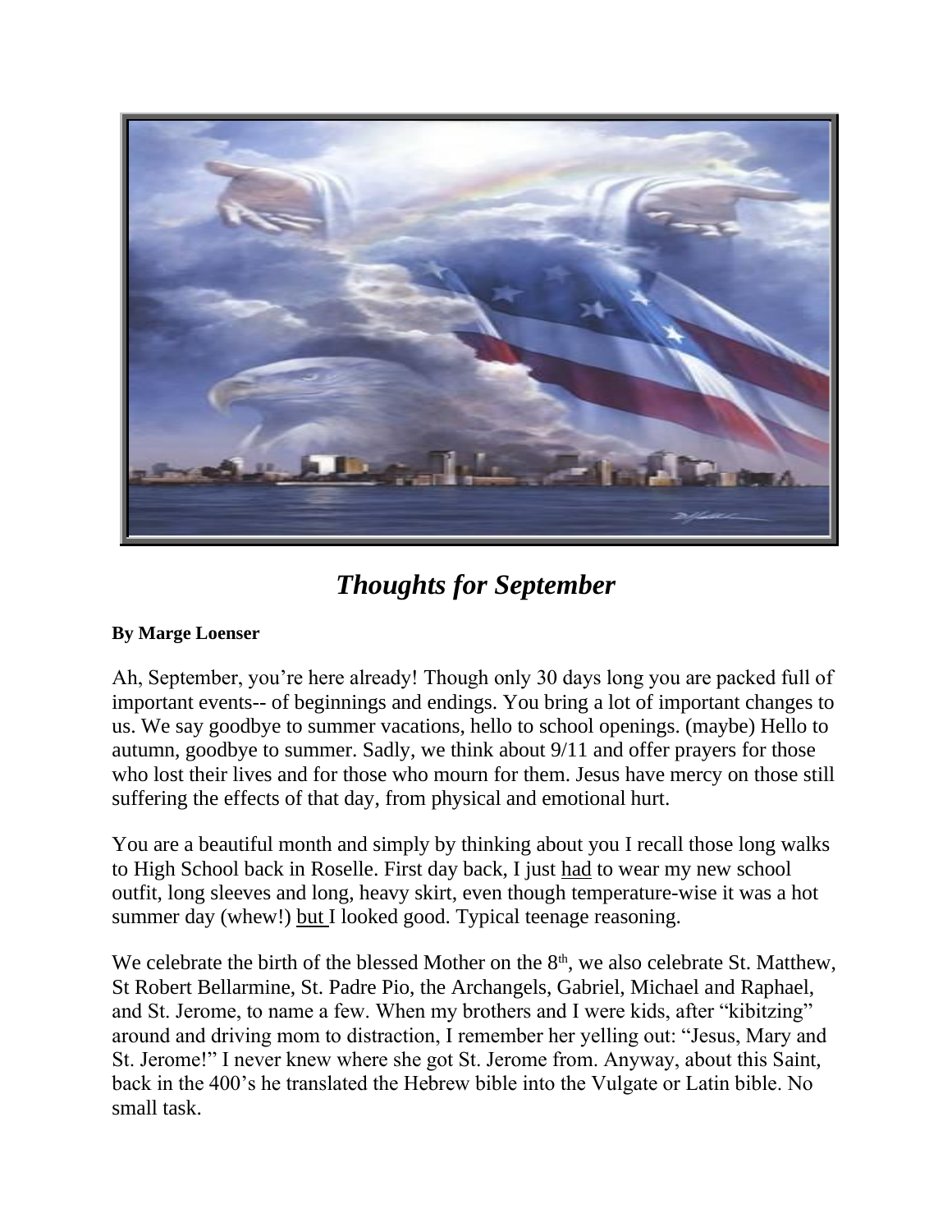# *Thoughts for September*

**By Marge Loenser**

Ah, September, you're here already! Though only 30 days long you are packed full of important events-- of beginnings and endings. You bring a lot of important changes to us. We say goodbye to summer vacations, hello to school openings. (maybe) Hello to autumn, goodbye to summer. Sadly, we think about 9/11 and offer prayers for those who lost their lives and for those who mourn for them. Jesus have mercy on those still suffering the effects of that day, from physical and emotional hurt.

You are a beautiful month and simply by thinking about you I recall those long walks to High School back in Roselle. First day back, I just <u>had</u> to wear my new school outfit, long sleeves and long, heavy skirt, even though temperature-wise it was a hot summer day (whew!) <u>but</u> I looked good. Typical teenage reasoning.

We celebrate the birth of the blessed Mother on the 8th, we also celebrate St. Matthew, St Robert Bellarmine, St. Padre Pio, the Archangels, Gabriel, Michael and Raphael, and St. Jerome, to name a few. When my brothers and I were kids, after "kibitzing" around and driving mom to distraction, I remember her yelling out: "Jesus, Mary and St. Jerome!" I never knew where she got St. Jerome from. Anyway, about this Saint, back in the 400's he translated the Hebrew bible into the Vulgate or Latin bible. No small task.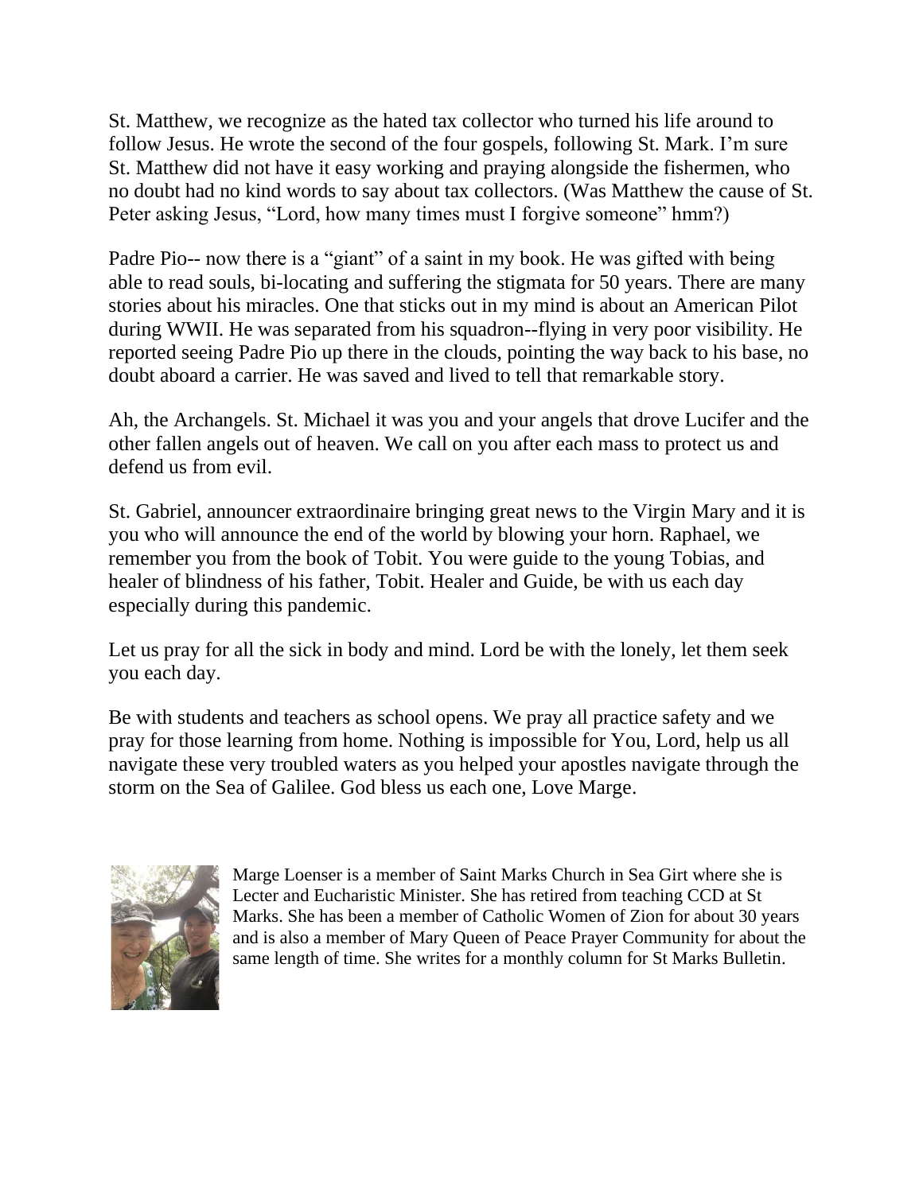St. Matthew, we recognize as the hated tax collector who turned his life around to follow Jesus. He wrote the second of the four gospels, following St. Mark. I'm sure St. Matthew did not have it easy working and praying alongside the fishermen, who no doubt had no kind words to say about tax collectors. (Was Matthew the cause of St. Peter asking Jesus, "Lord, how many times must I forgive someone" hmm?)

Padre Pio-- now there is a "giant" of a saint in my book. He was gifted with being able to read souls, bi-locating and suffering the stigmata for 50 years. There are many stories about his miracles. One that sticks out in my mind is about an American Pilot during WWII. He was separated from his squadron--flying in very poor visibility. He reported seeing Padre Pio up there in the clouds, pointing the way back to his base, no doubt aboard a carrier. He was saved and lived to tell that remarkable story.

Ah, the Archangels. St. Michael it was you and your angels that drove Lucifer and the other fallen angels out of heaven. We call on you after each mass to protect us and defend us from evil.

St. Gabriel, announcer extraordinaire bringing great news to the Virgin Mary and it is you who will announce the end of the world by blowing your horn. Raphael, we remember you from the book of Tobit. You were guide to the young Tobias, and healer of blindness of his father, Tobit. Healer and Guide, be with us each day especially during this pandemic.

Let us pray for all the sick in body and mind. Lord be with the lonely, let them seek you each day.

Be with students and teachers as school opens. We pray all practice safety and we pray for those learning from home. Nothing is impossible for You, Lord, help us all navigate these very troubled waters as you helped your apostles navigate through the storm on the Sea of Galilee. God bless us each one, Love Marge.

Marge Loenser is a member of Saint Marks Church in Sea Girt where she is Lecter and Eucharistic Minister. She has retired from teaching CCD at St Marks. She has been a member of Catholic Women of Zion for about 30 years and is also a member of Mary Queen of Peace Prayer Community for about the same length of time. She writes for a monthly column for St Marks Bulletin.